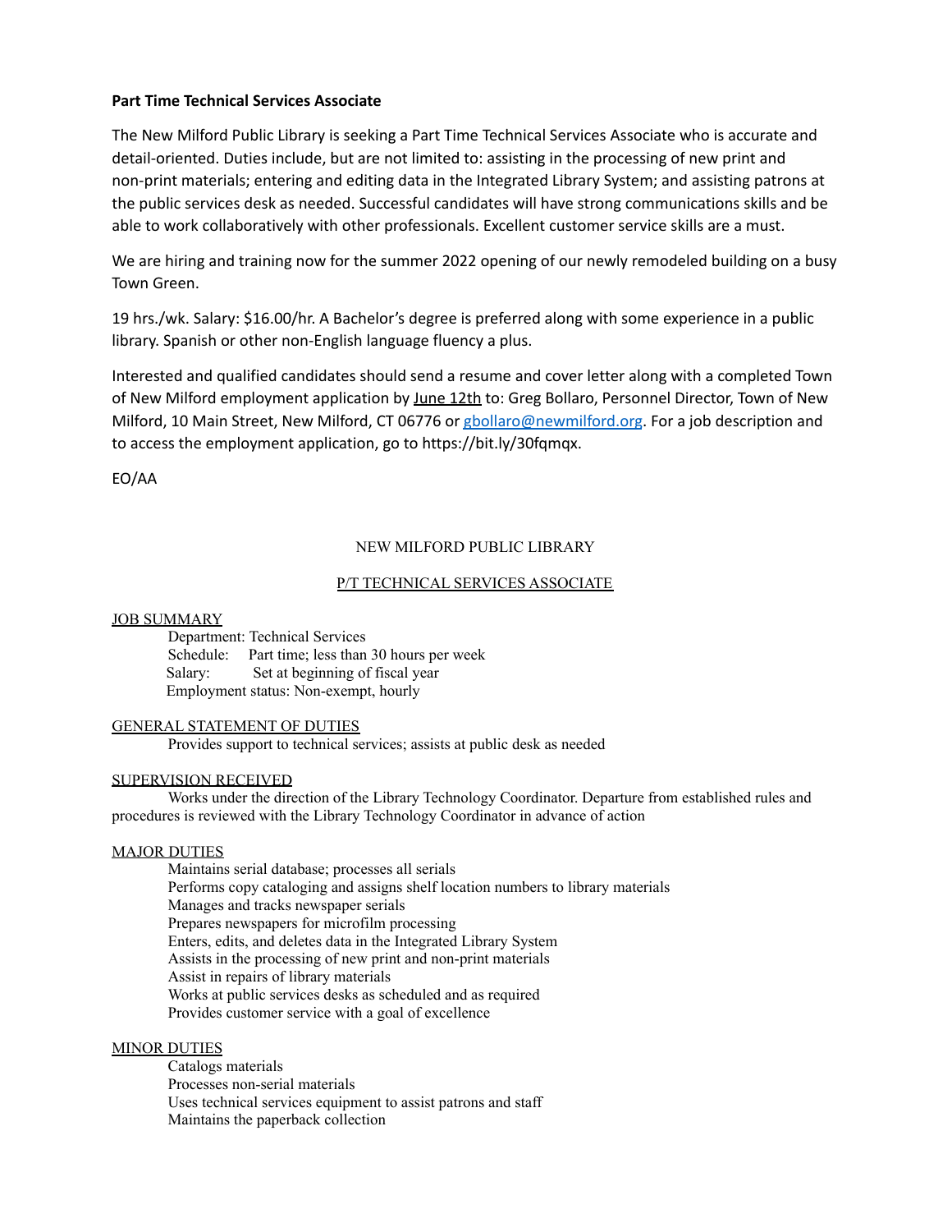**Part Time Technical Services Associate**

The New Milford Public Library is seeking a Part Time Technical Services Associate who is accurate and detail-oriented. Duties include, but are not limited to: assisting in the processing of new print and non-print materials; entering and editing data in the Integrated Library System; and assisting patrons at the public services desk as needed. Successful candidates will have strong communications skills and be able to work collaboratively with other professionals. Excellent customer service skills are a must.

We are hiring and training now for the summer 2022 opening of our newly remodeled building on a busy Town Green.

19 hrs./wk. Salary: $16.00/hr. A Bachelor's degree is preferred along with some experience in a public library. Spanish or other non-English language fluency a plus.

Interested and qualified candidates should send a resume and cover letter along with a completed Town of New Milford employment application by June 12th to: Greg Bollaro, Personnel Director, Town of New Milford, 10 Main Street, New Milford, CT 06776 or gbollaro@newmilford.org. For a job description and to access the employment application, go to https://bit.ly/30fqmqx.

EO/AA

NEW MILFORD PUBLIC LIBRARY

P/T TECHNICAL SERVICES ASSOCIATE

JOB SUMMARY

Department: Technical Services
Schedule: Part time; less than 30 hours per week
Salary: Set at beginning of fiscal year
Employment status: Non-exempt, hourly

GENERAL STATEMENT OF DUTIES

Provides support to technical services; assists at public desk as needed

SUPERVISION RECEIVED

Works under the direction of the Library Technology Coordinator. Departure from established rules and procedures is reviewed with the Library Technology Coordinator in advance of action

MAJOR DUTIES

Maintains serial database; processes all serials
Performs copy cataloging and assigns shelf location numbers to library materials
Manages and tracks newspaper serials
Prepares newspapers for microfilm processing
Enters, edits, and deletes data in the Integrated Library System
Assists in the processing of new print and non-print materials
Assist in repairs of library materials
Works at public services desks as scheduled and as required
Provides customer service with a goal of excellence

MINOR DUTIES

Catalogs materials
Processes non-serial materials
Uses technical services equipment to assist patrons and staff
Maintains the paperback collection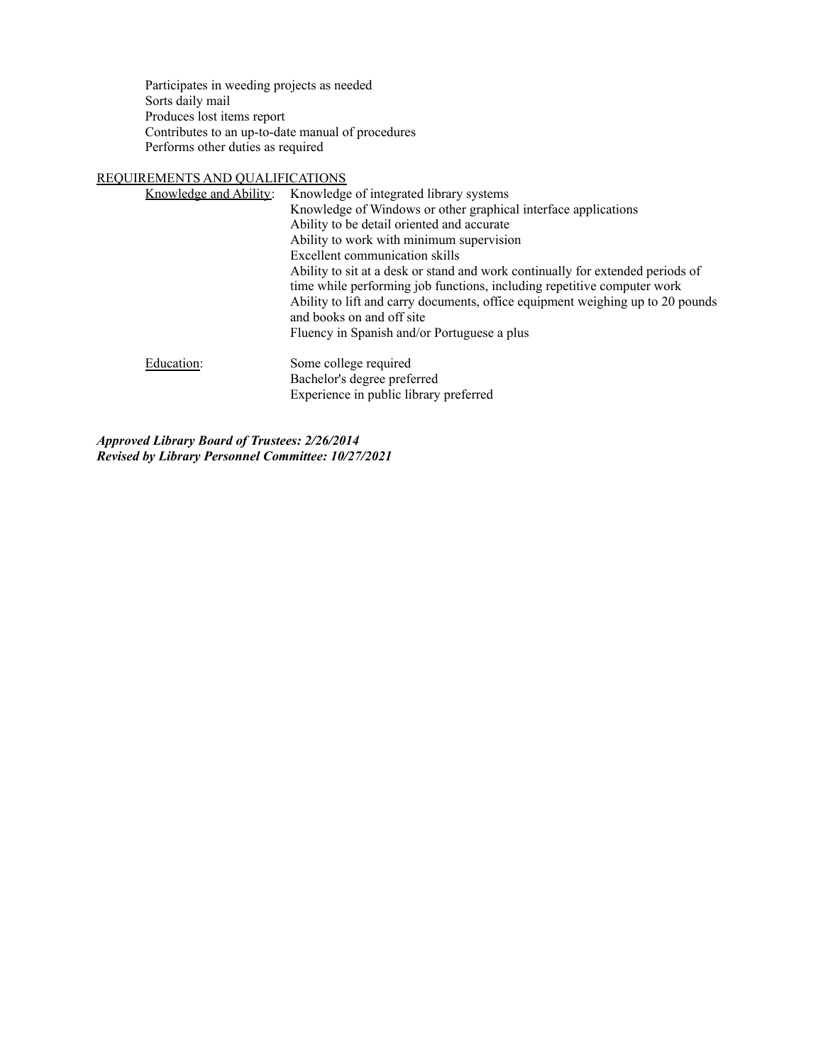- Participates in weeding projects as needed
- Sorts daily mail
- Produces lost items report
- Contributes to an up-to-date manual of procedures
- Performs other duties as required

## REQUIREMENTS AND QUALIFICATIONS

**Knowledge and Ability:**

- Knowledge of integrated library systems
- Knowledge of Windows or other graphical interface applications
- Ability to be detail oriented and accurate
- Ability to work with minimum supervision
- Excellent communication skills
- Ability to sit at a desk or stand and work continually for extended periods of time while performing job functions, including repetitive computer work
- Ability to lift and carry documents, office equipment weighing up to 20 pounds and books on and off site
- Fluency in Spanish and/or Portuguese a plus

**Education:**

- Some college required
- Bachelor's degree preferred
- Experience in public library preferred

***Approved Library Board of Trustees: 2/26/2014***
***Revised by Library Personnel Committee: 10/27/2021***